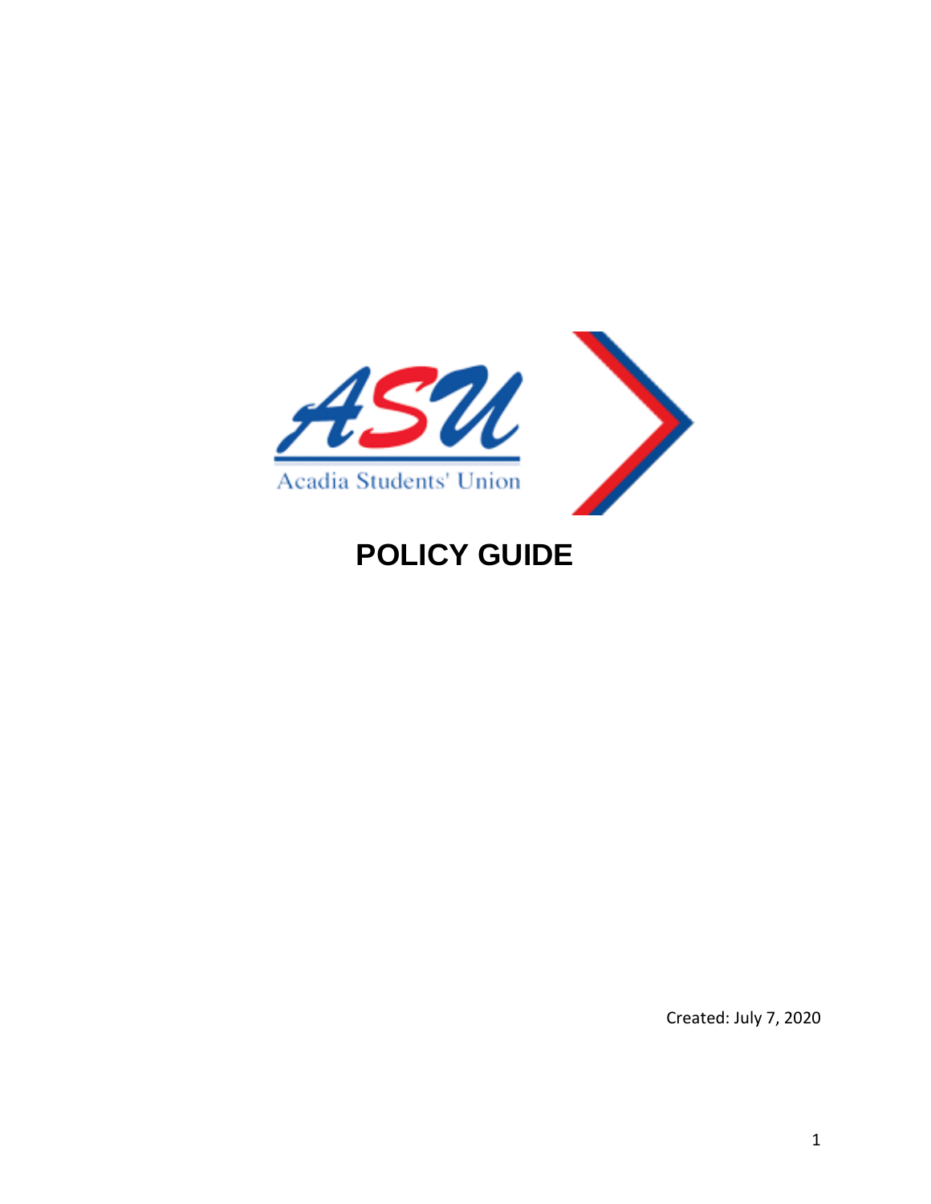ASU

Acadia Students' Union

# POLICY GUIDE

Created: July 7, 2020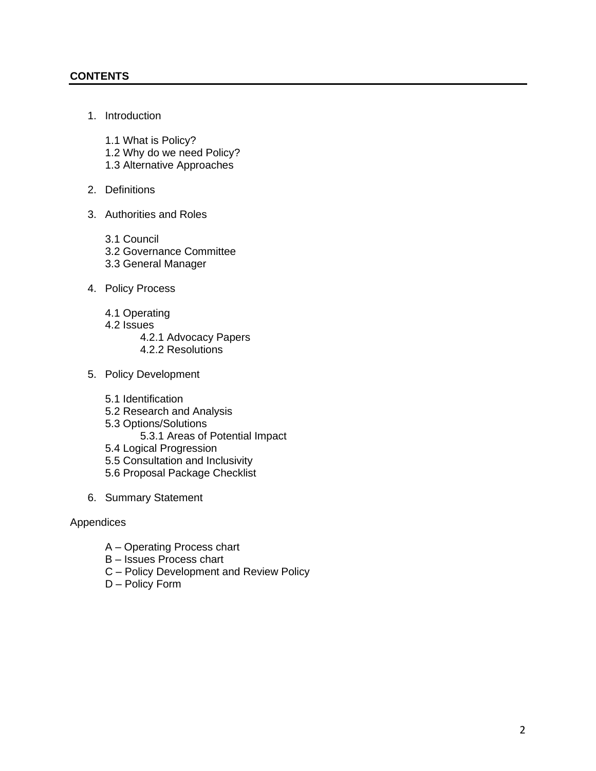**CONTENTS**

1. Introduction

   1.1 What is Policy?
   1.2 Why do we need Policy?
   1.3 Alternative Approaches

2. Definitions

3. Authorities and Roles

   3.1 Council
   3.2 Governance Committee
   3.3 General Manager

4. Policy Process

   4.1 Operating
   4.2 Issues
      4.2.1 Advocacy Papers
      4.2.2 Resolutions

5. Policy Development

   5.1 Identification
   5.2 Research and Analysis
   5.3 Options/Solutions
      5.3.1 Areas of Potential Impact
   5.4 Logical Progression
   5.5 Consultation and Inclusivity
   5.6 Proposal Package Checklist

6. Summary Statement

Appendices

   A – Operating Process chart
   B – Issues Process chart
   C – Policy Development and Review Policy
   D – Policy Form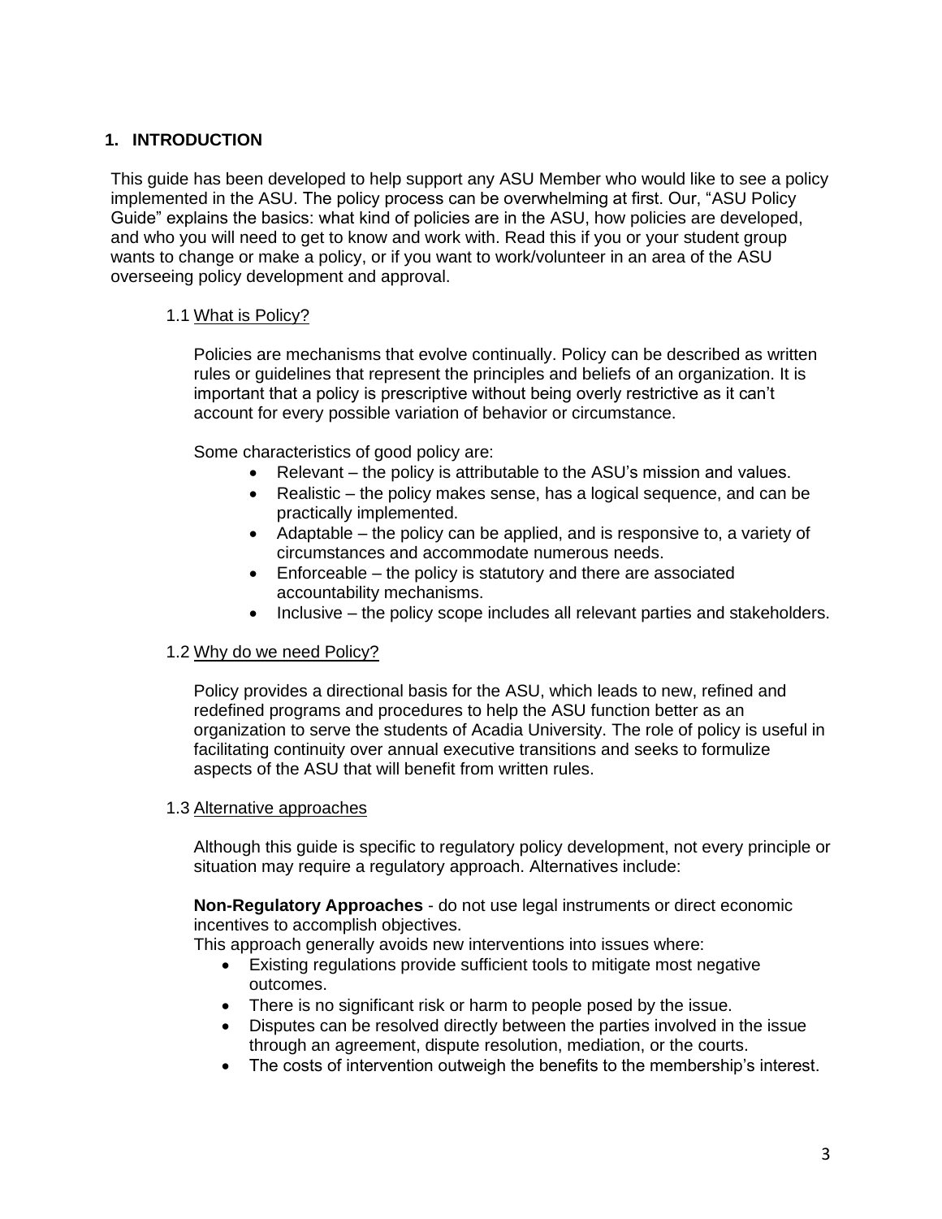## 1. INTRODUCTION

This guide has been developed to help support any ASU Member who would like to see a policy implemented in the ASU. The policy process can be overwhelming at first. Our, "ASU Policy Guide" explains the basics: what kind of policies are in the ASU, how policies are developed, and who you will need to get to know and work with. Read this if you or your student group wants to change or make a policy, or if you want to work/volunteer in an area of the ASU overseeing policy development and approval.

### 1.1 What is Policy?

Policies are mechanisms that evolve continually. Policy can be described as written rules or guidelines that represent the principles and beliefs of an organization. It is important that a policy is prescriptive without being overly restrictive as it can't account for every possible variation of behavior or circumstance.

Some characteristics of good policy are:

- Relevant – the policy is attributable to the ASU's mission and values.
- Realistic – the policy makes sense, has a logical sequence, and can be practically implemented.
- Adaptable – the policy can be applied, and is responsive to, a variety of circumstances and accommodate numerous needs.
- Enforceable – the policy is statutory and there are associated accountability mechanisms.
- Inclusive – the policy scope includes all relevant parties and stakeholders.

### 1.2 Why do we need Policy?

Policy provides a directional basis for the ASU, which leads to new, refined and redefined programs and procedures to help the ASU function better as an organization to serve the students of Acadia University. The role of policy is useful in facilitating continuity over annual executive transitions and seeks to formulize aspects of the ASU that will benefit from written rules.

### 1.3 Alternative approaches

Although this guide is specific to regulatory policy development, not every principle or situation may require a regulatory approach. Alternatives include:

**Non-Regulatory Approaches** - do not use legal instruments or direct economic incentives to accomplish objectives.
This approach generally avoids new interventions into issues where:

- Existing regulations provide sufficient tools to mitigate most negative outcomes.
- There is no significant risk or harm to people posed by the issue.
- Disputes can be resolved directly between the parties involved in the issue through an agreement, dispute resolution, mediation, or the courts.
- The costs of intervention outweigh the benefits to the membership's interest.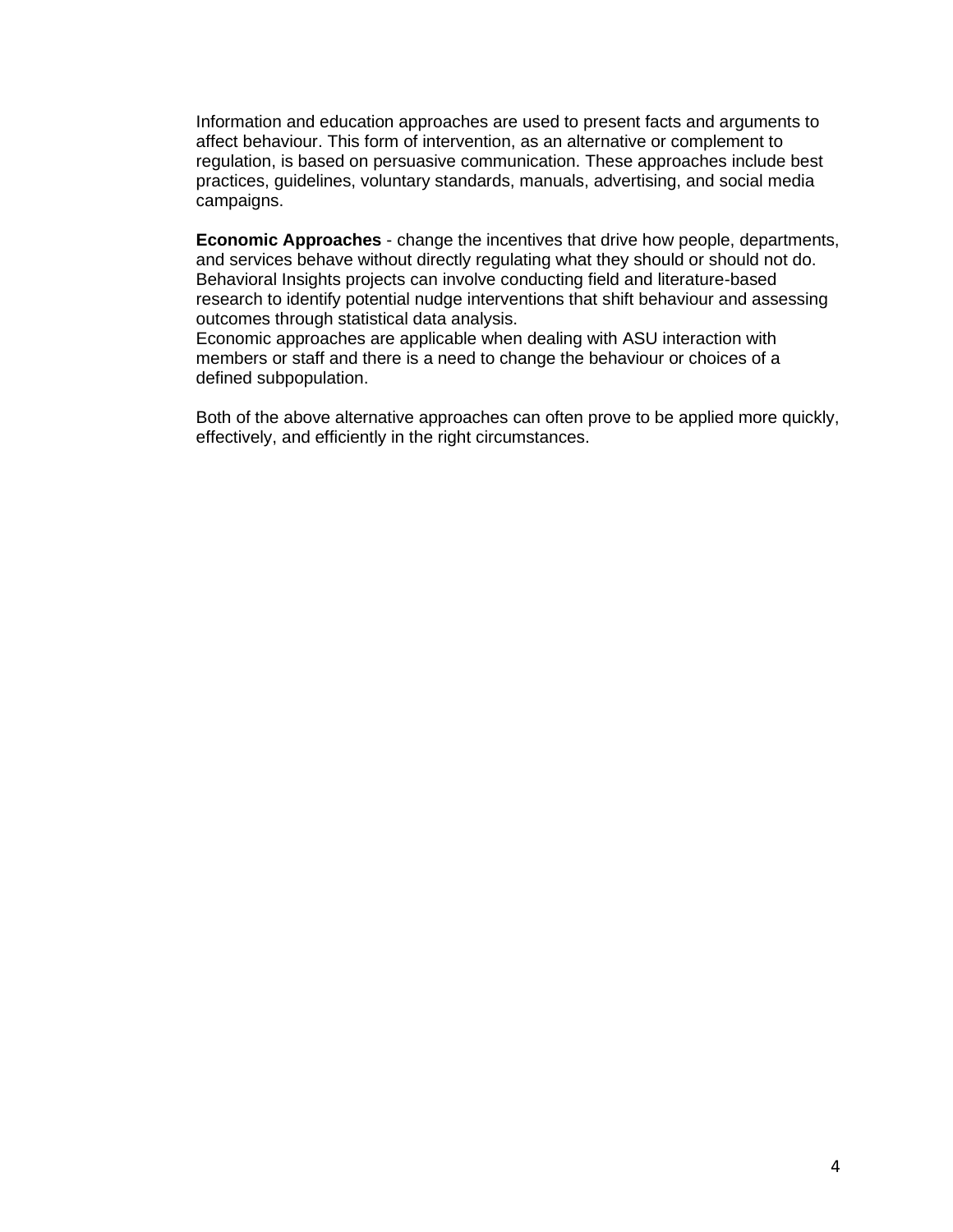Information and education approaches are used to present facts and arguments to affect behaviour. This form of intervention, as an alternative or complement to regulation, is based on persuasive communication. These approaches include best practices, guidelines, voluntary standards, manuals, advertising, and social media campaigns.

**Economic Approaches** - change the incentives that drive how people, departments, and services behave without directly regulating what they should or should not do. Behavioral Insights projects can involve conducting field and literature-based research to identify potential nudge interventions that shift behaviour and assessing outcomes through statistical data analysis.
Economic approaches are applicable when dealing with ASU interaction with members or staff and there is a need to change the behaviour or choices of a defined subpopulation.

Both of the above alternative approaches can often prove to be applied more quickly, effectively, and efficiently in the right circumstances.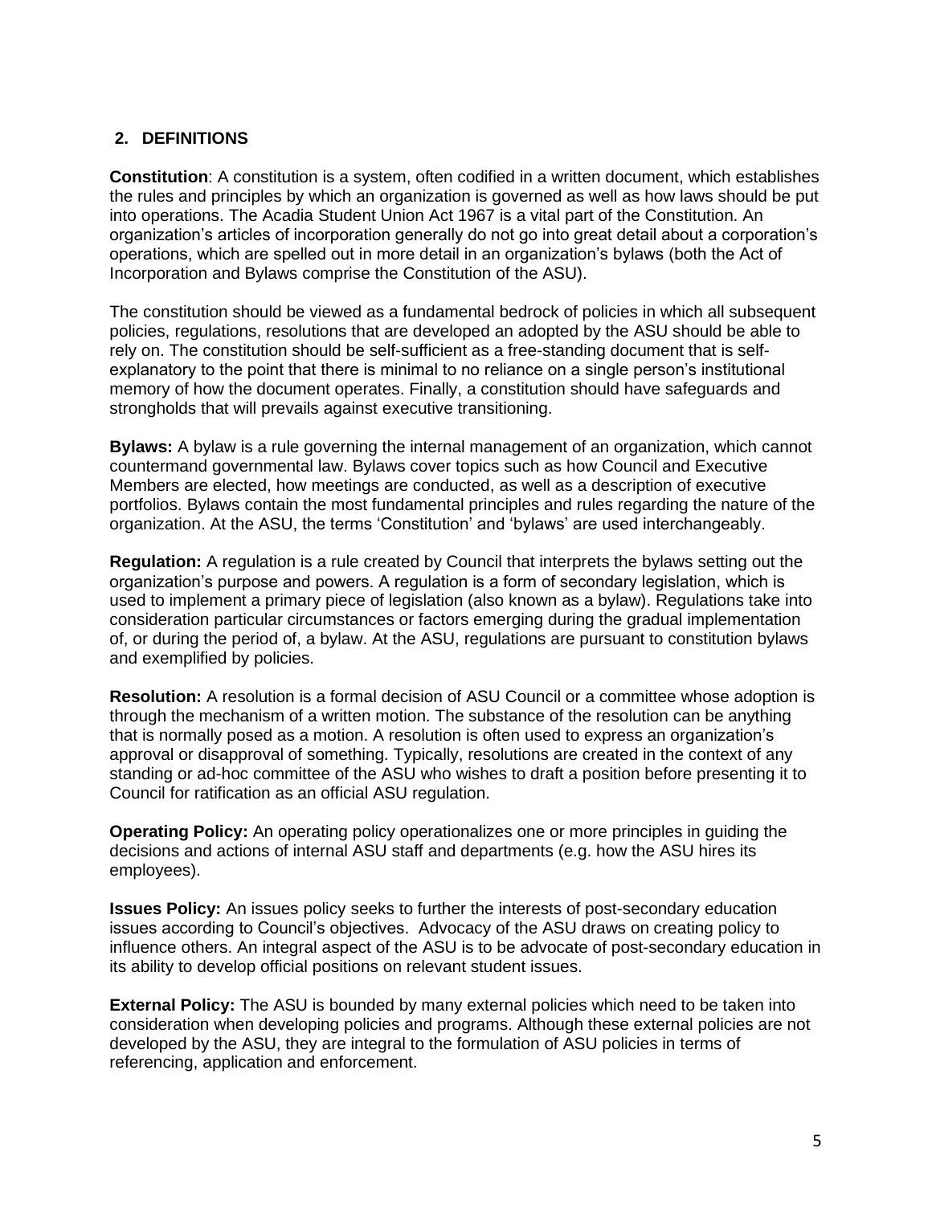## 2. DEFINITIONS

**Constitution**: A constitution is a system, often codified in a written document, which establishes the rules and principles by which an organization is governed as well as how laws should be put into operations. The Acadia Student Union Act 1967 is a vital part of the Constitution. An organization's articles of incorporation generally do not go into great detail about a corporation's operations, which are spelled out in more detail in an organization's bylaws (both the Act of Incorporation and Bylaws comprise the Constitution of the ASU).

The constitution should be viewed as a fundamental bedrock of policies in which all subsequent policies, regulations, resolutions that are developed an adopted by the ASU should be able to rely on. The constitution should be self-sufficient as a free-standing document that is self-explanatory to the point that there is minimal to no reliance on a single person's institutional memory of how the document operates. Finally, a constitution should have safeguards and strongholds that will prevails against executive transitioning.

**Bylaws:** A bylaw is a rule governing the internal management of an organization, which cannot countermand governmental law. Bylaws cover topics such as how Council and Executive Members are elected, how meetings are conducted, as well as a description of executive portfolios. Bylaws contain the most fundamental principles and rules regarding the nature of the organization. At the ASU, the terms 'Constitution' and 'bylaws' are used interchangeably.

**Regulation:** A regulation is a rule created by Council that interprets the bylaws setting out the organization's purpose and powers. A regulation is a form of secondary legislation, which is used to implement a primary piece of legislation (also known as a bylaw). Regulations take into consideration particular circumstances or factors emerging during the gradual implementation of, or during the period of, a bylaw. At the ASU, regulations are pursuant to constitution bylaws and exemplified by policies.

**Resolution:** A resolution is a formal decision of ASU Council or a committee whose adoption is through the mechanism of a written motion. The substance of the resolution can be anything that is normally posed as a motion. A resolution is often used to express an organization's approval or disapproval of something. Typically, resolutions are created in the context of any standing or ad-hoc committee of the ASU who wishes to draft a position before presenting it to Council for ratification as an official ASU regulation.

**Operating Policy:** An operating policy operationalizes one or more principles in guiding the decisions and actions of internal ASU staff and departments (e.g. how the ASU hires its employees).

**Issues Policy:** An issues policy seeks to further the interests of post-secondary education issues according to Council's objectives. Advocacy of the ASU draws on creating policy to influence others. An integral aspect of the ASU is to be advocate of post-secondary education in its ability to develop official positions on relevant student issues.

**External Policy:** The ASU is bounded by many external policies which need to be taken into consideration when developing policies and programs. Although these external policies are not developed by the ASU, they are integral to the formulation of ASU policies in terms of referencing, application and enforcement.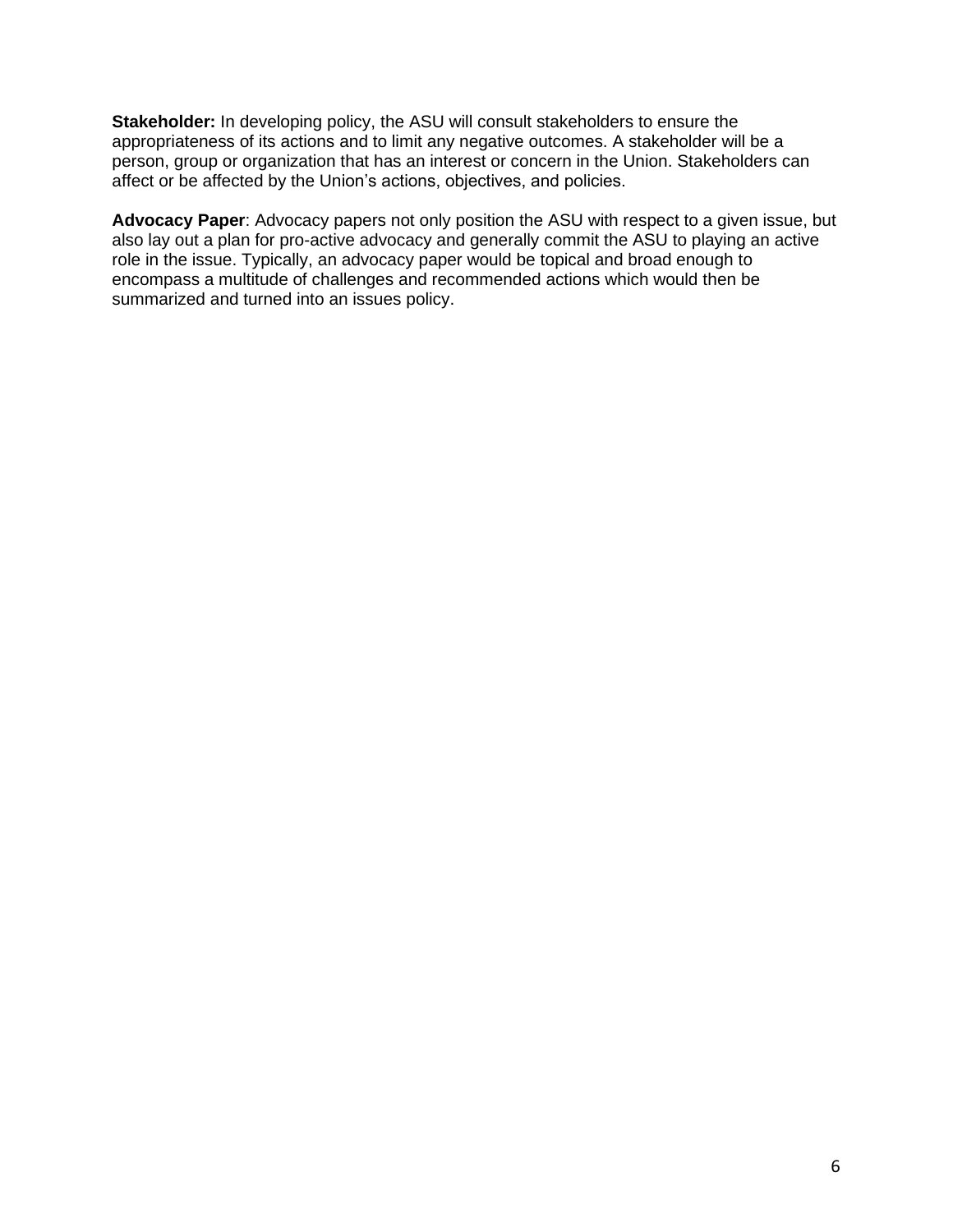**Stakeholder:** In developing policy, the ASU will consult stakeholders to ensure the appropriateness of its actions and to limit any negative outcomes. A stakeholder will be a person, group or organization that has an interest or concern in the Union. Stakeholders can affect or be affected by the Union's actions, objectives, and policies.

**Advocacy Paper**: Advocacy papers not only position the ASU with respect to a given issue, but also lay out a plan for pro-active advocacy and generally commit the ASU to playing an active role in the issue. Typically, an advocacy paper would be topical and broad enough to encompass a multitude of challenges and recommended actions which would then be summarized and turned into an issues policy.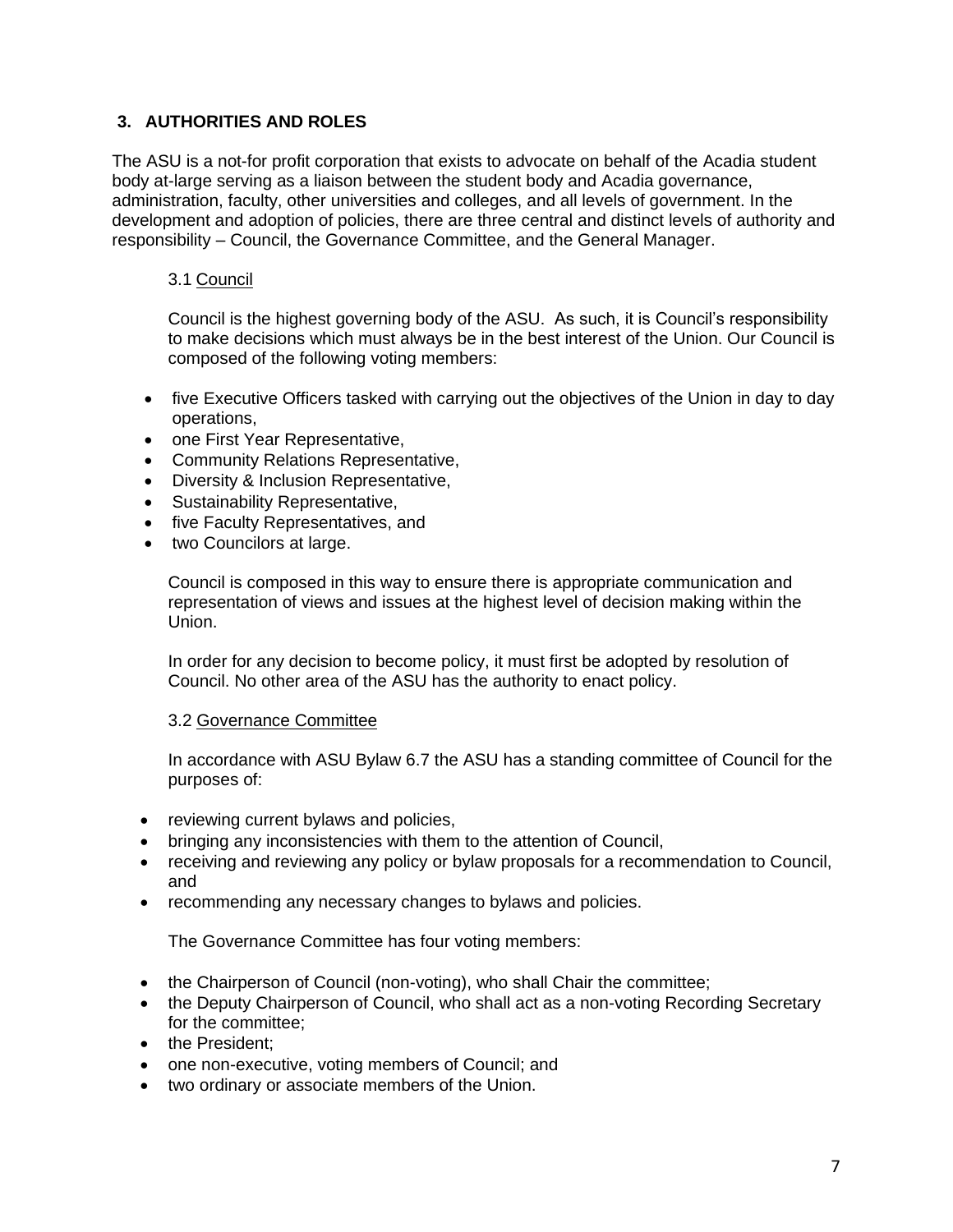## 3. AUTHORITIES AND ROLES

The ASU is a not-for profit corporation that exists to advocate on behalf of the Acadia student body at-large serving as a liaison between the student body and Acadia governance, administration, faculty, other universities and colleges, and all levels of government. In the development and adoption of policies, there are three central and distinct levels of authority and responsibility – Council, the Governance Committee, and the General Manager.

### 3.1 Council

Council is the highest governing body of the ASU. As such, it is Council's responsibility to make decisions which must always be in the best interest of the Union. Our Council is composed of the following voting members:

- five Executive Officers tasked with carrying out the objectives of the Union in day to day operations,
- one First Year Representative,
- Community Relations Representative,
- Diversity & Inclusion Representative,
- Sustainability Representative,
- five Faculty Representatives, and
- two Councilors at large.

Council is composed in this way to ensure there is appropriate communication and representation of views and issues at the highest level of decision making within the Union.

In order for any decision to become policy, it must first be adopted by resolution of Council. No other area of the ASU has the authority to enact policy.

### 3.2 Governance Committee

In accordance with ASU Bylaw 6.7 the ASU has a standing committee of Council for the purposes of:

- reviewing current bylaws and policies,
- bringing any inconsistencies with them to the attention of Council,
- receiving and reviewing any policy or bylaw proposals for a recommendation to Council, and
- recommending any necessary changes to bylaws and policies.

The Governance Committee has four voting members:

- the Chairperson of Council (non-voting), who shall Chair the committee;
- the Deputy Chairperson of Council, who shall act as a non-voting Recording Secretary for the committee;
- the President;
- one non-executive, voting members of Council; and
- two ordinary or associate members of the Union.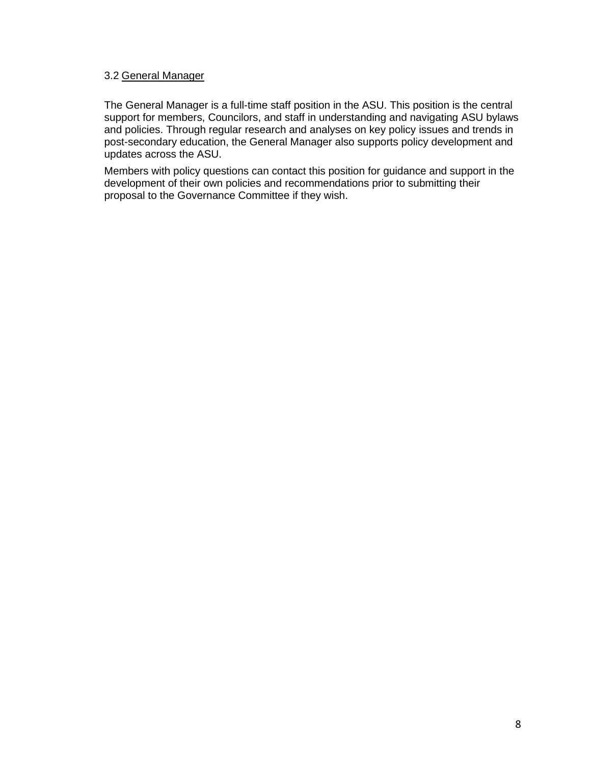### 3.2 General Manager

The General Manager is a full-time staff position in the ASU. This position is the central support for members, Councilors, and staff in understanding and navigating ASU bylaws and policies. Through regular research and analyses on key policy issues and trends in post-secondary education, the General Manager also supports policy development and updates across the ASU.

Members with policy questions can contact this position for guidance and support in the development of their own policies and recommendations prior to submitting their proposal to the Governance Committee if they wish.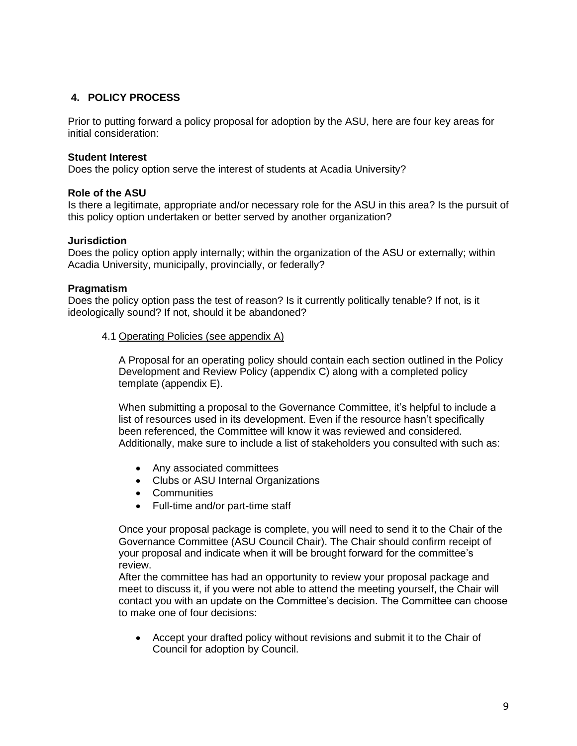## 4. POLICY PROCESS

Prior to putting forward a policy proposal for adoption by the ASU, here are four key areas for initial consideration:

**Student Interest**
Does the policy option serve the interest of students at Acadia University?

**Role of the ASU**
Is there a legitimate, appropriate and/or necessary role for the ASU in this area? Is the pursuit of this policy option undertaken or better served by another organization?

**Jurisdiction**
Does the policy option apply internally; within the organization of the ASU or externally; within Acadia University, municipally, provincially, or federally?

**Pragmatism**
Does the policy option pass the test of reason? Is it currently politically tenable? If not, is it ideologically sound? If not, should it be abandoned?

### 4.1 Operating Policies (see appendix A)

A Proposal for an operating policy should contain each section outlined in the Policy Development and Review Policy (appendix C) along with a completed policy template (appendix E).

When submitting a proposal to the Governance Committee, it's helpful to include a list of resources used in its development. Even if the resource hasn't specifically been referenced, the Committee will know it was reviewed and considered. Additionally, make sure to include a list of stakeholders you consulted with such as:

- Any associated committees
- Clubs or ASU Internal Organizations
- Communities
- Full-time and/or part-time staff

Once your proposal package is complete, you will need to send it to the Chair of the Governance Committee (ASU Council Chair). The Chair should confirm receipt of your proposal and indicate when it will be brought forward for the committee's review.
After the committee has had an opportunity to review your proposal package and meet to discuss it, if you were not able to attend the meeting yourself, the Chair will contact you with an update on the Committee's decision. The Committee can choose to make one of four decisions:

- Accept your drafted policy without revisions and submit it to the Chair of Council for adoption by Council.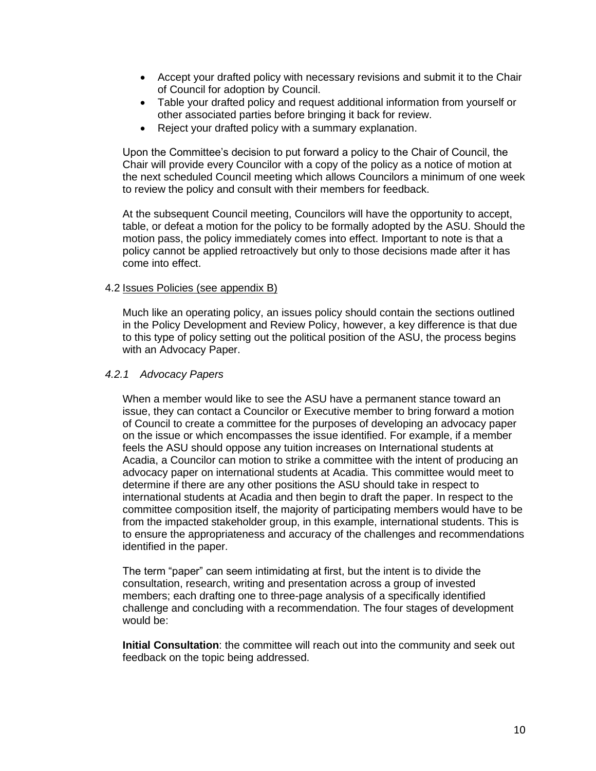- Accept your drafted policy with necessary revisions and submit it to the Chair of Council for adoption by Council.
- Table your drafted policy and request additional information from yourself or other associated parties before bringing it back for review.
- Reject your drafted policy with a summary explanation.

Upon the Committee's decision to put forward a policy to the Chair of Council, the Chair will provide every Councilor with a copy of the policy as a notice of motion at the next scheduled Council meeting which allows Councilors a minimum of one week to review the policy and consult with their members for feedback.

At the subsequent Council meeting, Councilors will have the opportunity to accept, table, or defeat a motion for the policy to be formally adopted by the ASU. Should the motion pass, the policy immediately comes into effect. Important to note is that a policy cannot be applied retroactively but only to those decisions made after it has come into effect.

### 4.2 Issues Policies (see appendix B)

Much like an operating policy, an issues policy should contain the sections outlined in the Policy Development and Review Policy, however, a key difference is that due to this type of policy setting out the political position of the ASU, the process begins with an Advocacy Paper.

#### *4.2.1 Advocacy Papers*

When a member would like to see the ASU have a permanent stance toward an issue, they can contact a Councilor or Executive member to bring forward a motion of Council to create a committee for the purposes of developing an advocacy paper on the issue or which encompasses the issue identified. For example, if a member feels the ASU should oppose any tuition increases on International students at Acadia, a Councilor can motion to strike a committee with the intent of producing an advocacy paper on international students at Acadia. This committee would meet to determine if there are any other positions the ASU should take in respect to international students at Acadia and then begin to draft the paper. In respect to the committee composition itself, the majority of participating members would have to be from the impacted stakeholder group, in this example, international students. This is to ensure the appropriateness and accuracy of the challenges and recommendations identified in the paper.

The term "paper" can seem intimidating at first, but the intent is to divide the consultation, research, writing and presentation across a group of invested members; each drafting one to three-page analysis of a specifically identified challenge and concluding with a recommendation. The four stages of development would be:

**Initial Consultation**: the committee will reach out into the community and seek out feedback on the topic being addressed.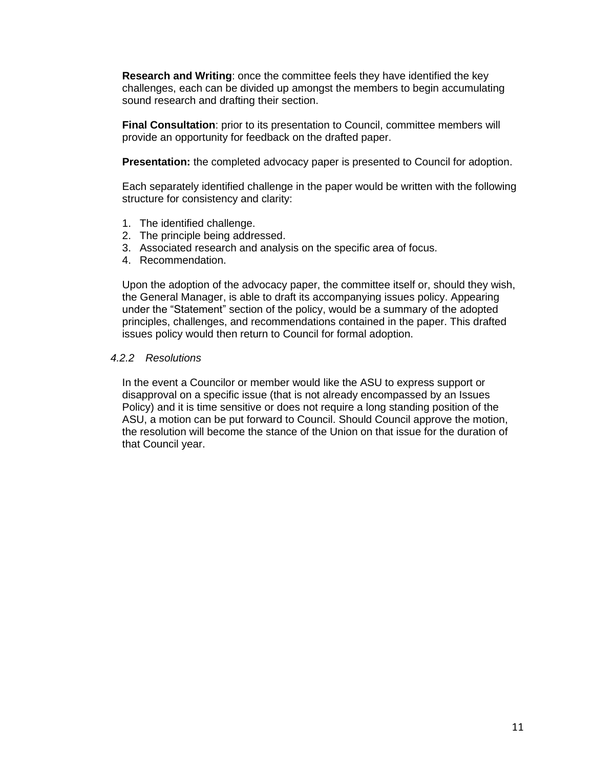**Research and Writing**: once the committee feels they have identified the key challenges, each can be divided up amongst the members to begin accumulating sound research and drafting their section.

**Final Consultation**: prior to its presentation to Council, committee members will provide an opportunity for feedback on the drafted paper.

**Presentation:** the completed advocacy paper is presented to Council for adoption.

Each separately identified challenge in the paper would be written with the following structure for consistency and clarity:

1. The identified challenge.
2. The principle being addressed.
3. Associated research and analysis on the specific area of focus.
4. Recommendation.

Upon the adoption of the advocacy paper, the committee itself or, should they wish, the General Manager, is able to draft its accompanying issues policy. Appearing under the “Statement” section of the policy, would be a summary of the adopted principles, challenges, and recommendations contained in the paper. This drafted issues policy would then return to Council for formal adoption.

#### *4.2.2 Resolutions*

In the event a Councilor or member would like the ASU to express support or disapproval on a specific issue (that is not already encompassed by an Issues Policy) and it is time sensitive or does not require a long standing position of the ASU, a motion can be put forward to Council. Should Council approve the motion, the resolution will become the stance of the Union on that issue for the duration of that Council year.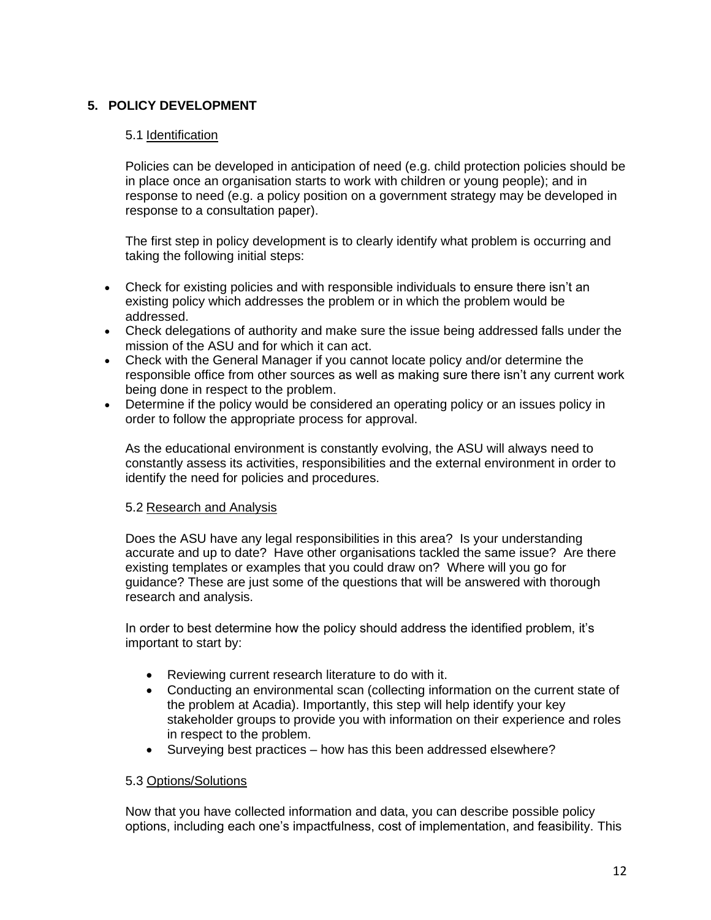## 5. POLICY DEVELOPMENT

### 5.1 Identification

Policies can be developed in anticipation of need (e.g. child protection policies should be in place once an organisation starts to work with children or young people); and in response to need (e.g. a policy position on a government strategy may be developed in response to a consultation paper).

The first step in policy development is to clearly identify what problem is occurring and taking the following initial steps:

- Check for existing policies and with responsible individuals to ensure there isn't an existing policy which addresses the problem or in which the problem would be addressed.
- Check delegations of authority and make sure the issue being addressed falls under the mission of the ASU and for which it can act.
- Check with the General Manager if you cannot locate policy and/or determine the responsible office from other sources as well as making sure there isn't any current work being done in respect to the problem.
- Determine if the policy would be considered an operating policy or an issues policy in order to follow the appropriate process for approval.

As the educational environment is constantly evolving, the ASU will always need to constantly assess its activities, responsibilities and the external environment in order to identify the need for policies and procedures.

### 5.2 Research and Analysis

Does the ASU have any legal responsibilities in this area? Is your understanding accurate and up to date? Have other organisations tackled the same issue? Are there existing templates or examples that you could draw on? Where will you go for guidance? These are just some of the questions that will be answered with thorough research and analysis.

In order to best determine how the policy should address the identified problem, it's important to start by:

- Reviewing current research literature to do with it.
- Conducting an environmental scan (collecting information on the current state of the problem at Acadia). Importantly, this step will help identify your key stakeholder groups to provide you with information on their experience and roles in respect to the problem.
- Surveying best practices – how has this been addressed elsewhere?

### 5.3 Options/Solutions

Now that you have collected information and data, you can describe possible policy options, including each one's impactfulness, cost of implementation, and feasibility. This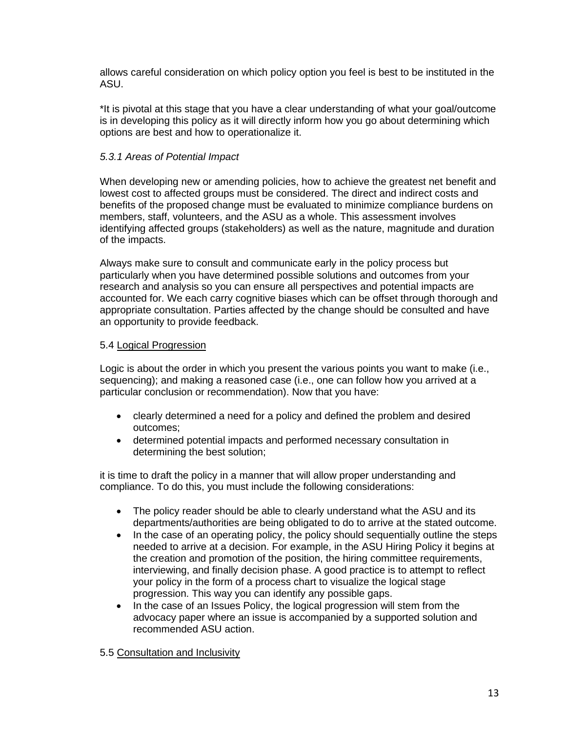allows careful consideration on which policy option you feel is best to be instituted in the ASU.

*It is pivotal at this stage that you have a clear understanding of what your goal/outcome is in developing this policy as it will directly inform how you go about determining which options are best and how to operationalize it.

### *5.3.1 Areas of Potential Impact*

When developing new or amending policies, how to achieve the greatest net benefit and lowest cost to affected groups must be considered. The direct and indirect costs and benefits of the proposed change must be evaluated to minimize compliance burdens on members, staff, volunteers, and the ASU as a whole. This assessment involves identifying affected groups (stakeholders) as well as the nature, magnitude and duration of the impacts.

Always make sure to consult and communicate early in the policy process but particularly when you have determined possible solutions and outcomes from your research and analysis so you can ensure all perspectives and potential impacts are accounted for. We each carry cognitive biases which can be offset through thorough and appropriate consultation. Parties affected by the change should be consulted and have an opportunity to provide feedback.

## 5.4 <u>Logical Progression</u>

Logic is about the order in which you present the various points you want to make (i.e., sequencing); and making a reasoned case (i.e., one can follow how you arrived at a particular conclusion or recommendation). Now that you have:

- clearly determined a need for a policy and defined the problem and desired outcomes;
- determined potential impacts and performed necessary consultation in determining the best solution;

it is time to draft the policy in a manner that will allow proper understanding and compliance. To do this, you must include the following considerations:

- The policy reader should be able to clearly understand what the ASU and its departments/authorities are being obligated to do to arrive at the stated outcome.
- In the case of an operating policy, the policy should sequentially outline the steps needed to arrive at a decision. For example, in the ASU Hiring Policy it begins at the creation and promotion of the position, the hiring committee requirements, interviewing, and finally decision phase. A good practice is to attempt to reflect your policy in the form of a process chart to visualize the logical stage progression. This way you can identify any possible gaps.
- In the case of an Issues Policy, the logical progression will stem from the advocacy paper where an issue is accompanied by a supported solution and recommended ASU action.

## 5.5 <u>Consultation and Inclusivity</u>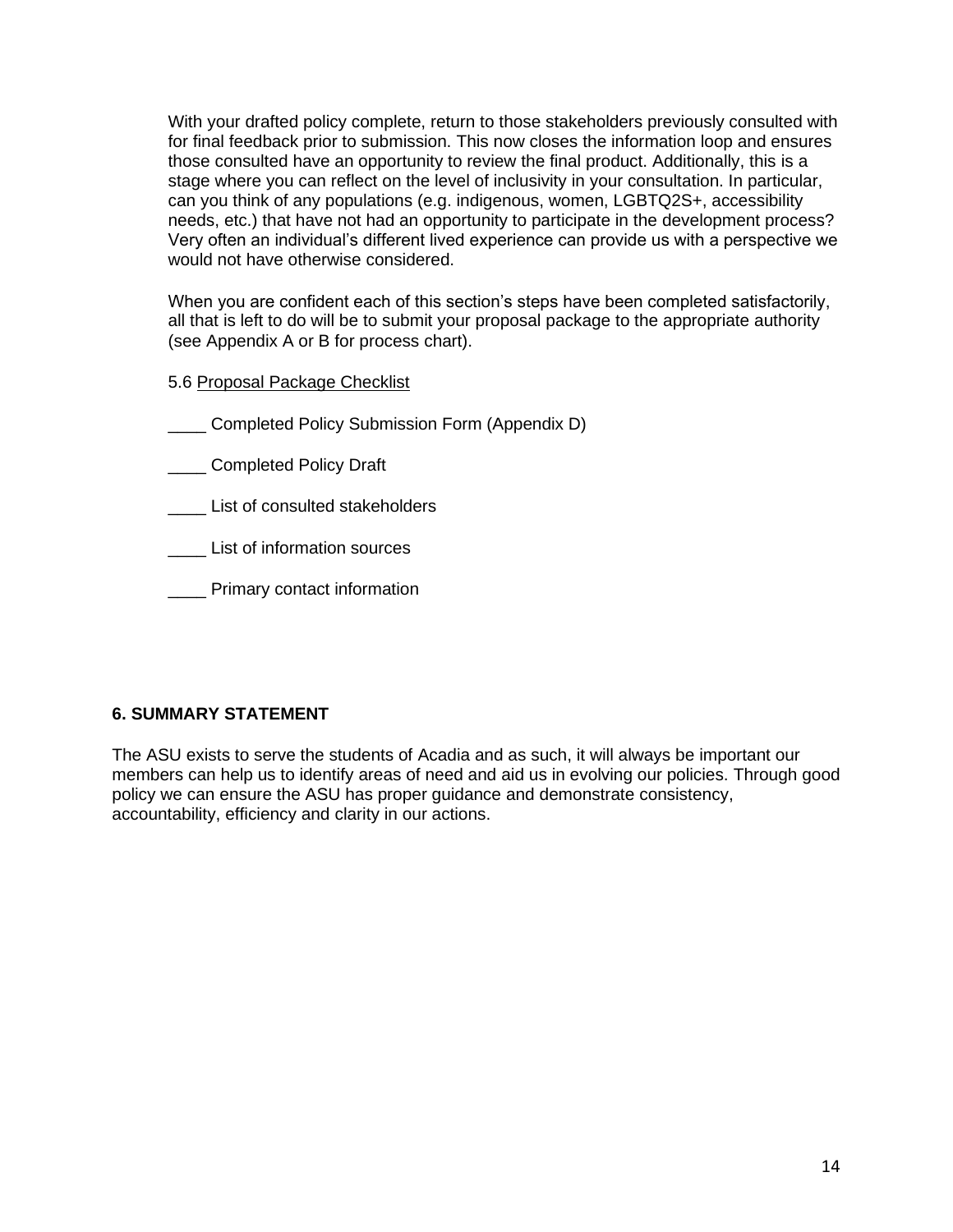With your drafted policy complete, return to those stakeholders previously consulted with for final feedback prior to submission. This now closes the information loop and ensures those consulted have an opportunity to review the final product. Additionally, this is a stage where you can reflect on the level of inclusivity in your consultation. In particular, can you think of any populations (e.g. indigenous, women, LGBTQ2S+, accessibility needs, etc.) that have not had an opportunity to participate in the development process? Very often an individual's different lived experience can provide us with a perspective we would not have otherwise considered.

When you are confident each of this section's steps have been completed satisfactorily, all that is left to do will be to submit your proposal package to the appropriate authority (see Appendix A or B for process chart).

5.6 Proposal Package Checklist

____ Completed Policy Submission Form (Appendix D)

____ Completed Policy Draft

____ List of consulted stakeholders

____ List of information sources

____ Primary contact information

### 6. SUMMARY STATEMENT

The ASU exists to serve the students of Acadia and as such, it will always be important our members can help us to identify areas of need and aid us in evolving our policies. Through good policy we can ensure the ASU has proper guidance and demonstrate consistency, accountability, efficiency and clarity in our actions.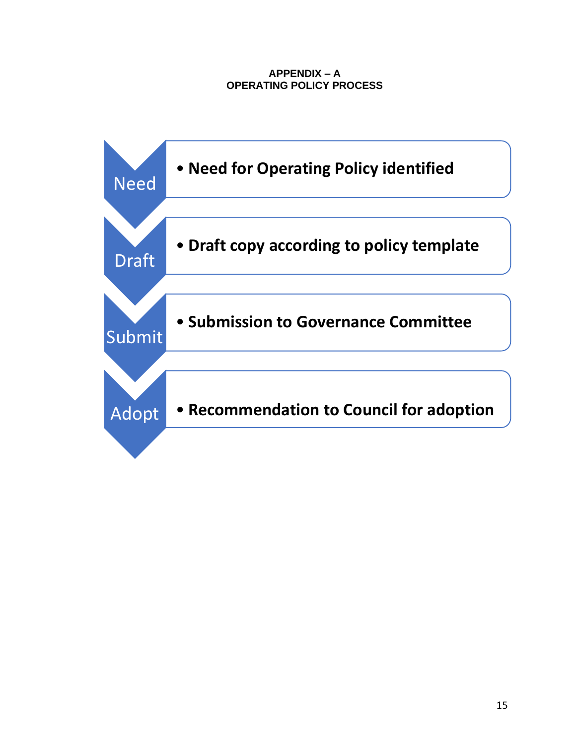# APPENDIX – A
## OPERATING POLICY PROCESS

**Need**
- **Need for Operating Policy identified**

**Draft**
- **Draft copy according to policy template**

**Submit**
- **Submission to Governance Committee**

**Adopt**
- **Recommendation to Council for adoption**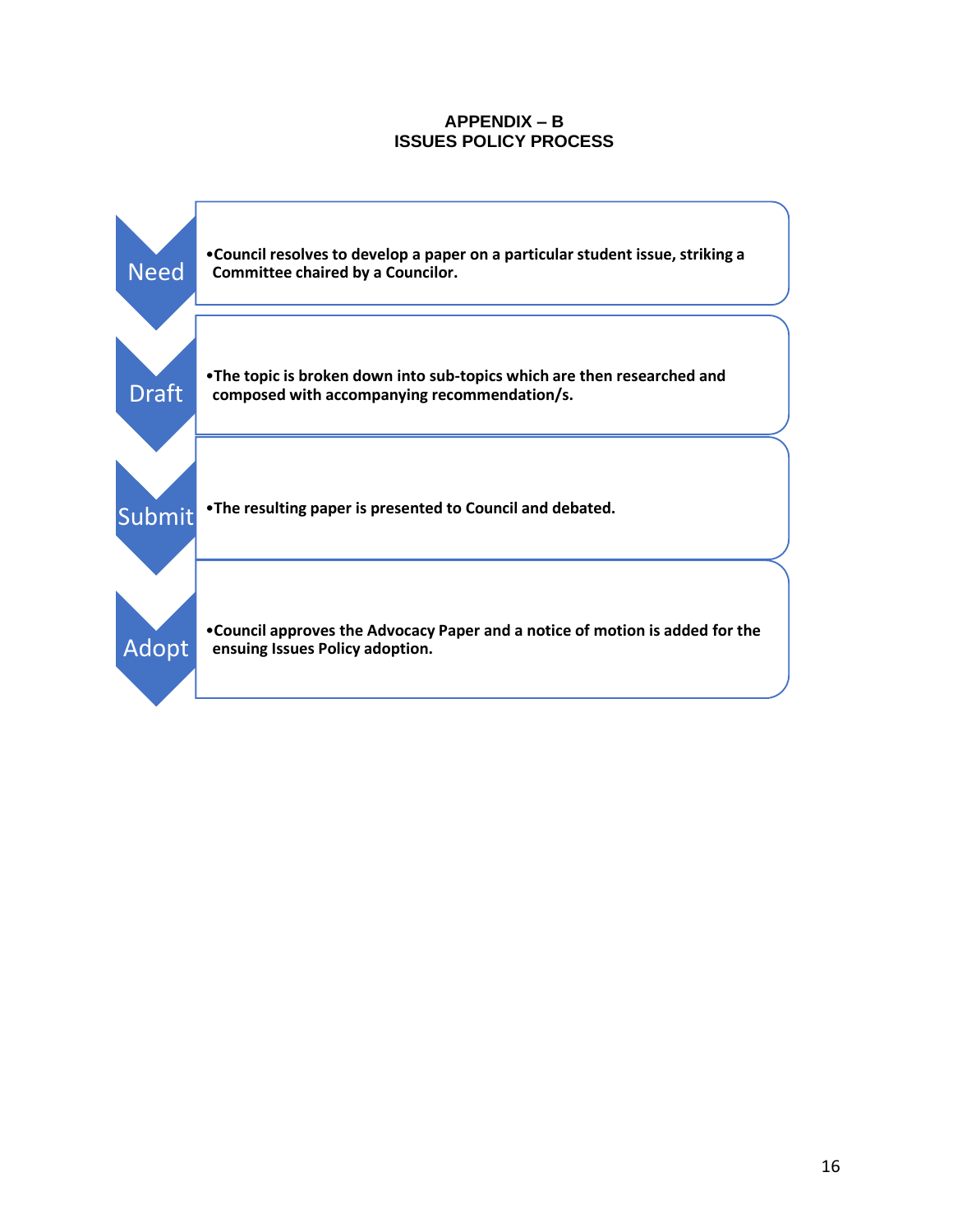# APPENDIX – B
## ISSUES POLICY PROCESS

**Need**

- **Council resolves to develop a paper on a particular student issue, striking a Committee chaired by a Councilor.**

**Draft**

- **The topic is broken down into sub-topics which are then researched and composed with accompanying recommendation/s.**

**Submit**

- **The resulting paper is presented to Council and debated.**

**Adopt**

- **Council approves the Advocacy Paper and a notice of motion is added for the ensuing Issues Policy adoption.**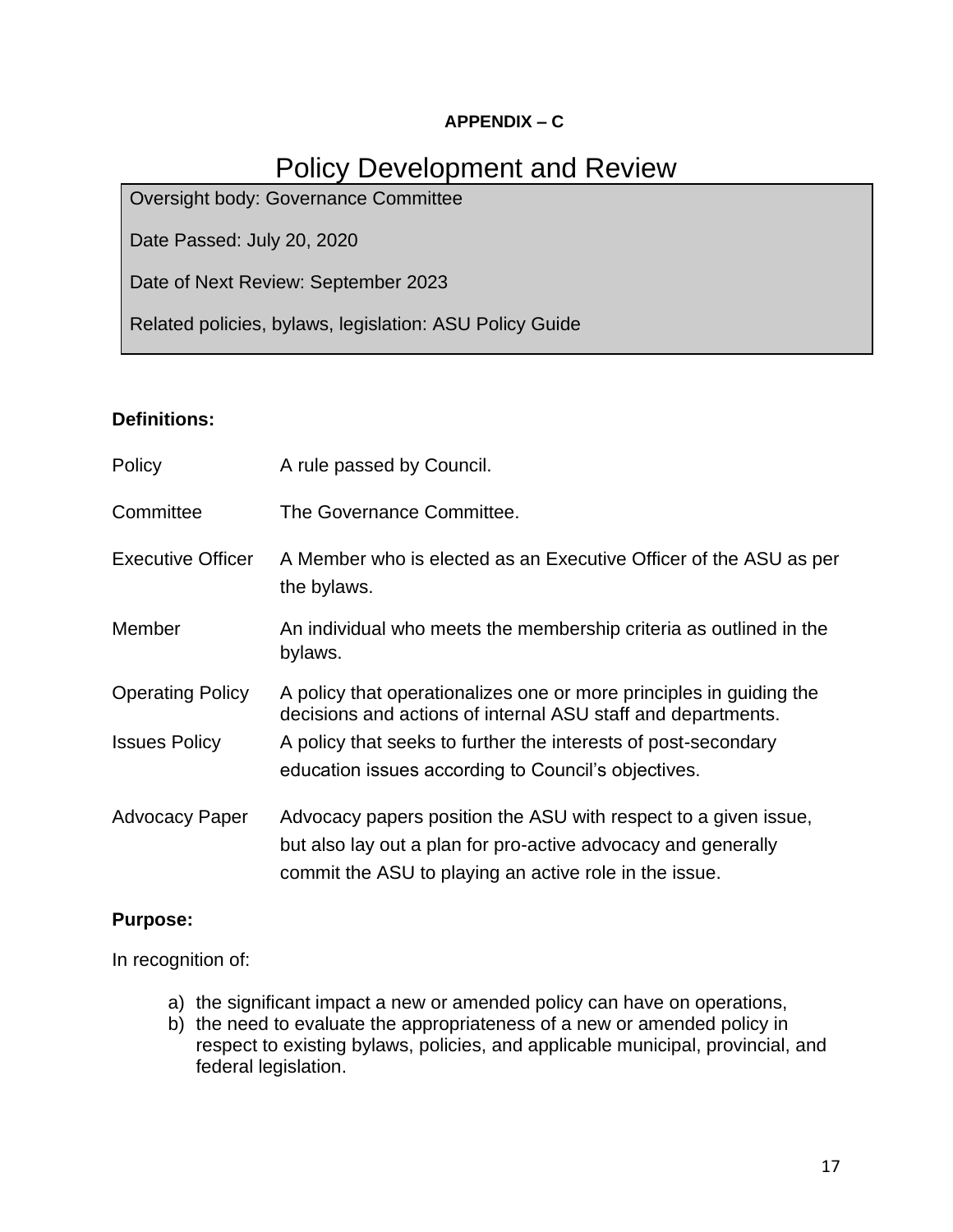**APPENDIX – C**

# Policy Development and Review

| Oversight body: Governance Committee |
| --- |
| Date Passed: July 20, 2020 |
| Date of Next Review: September 2023 |
| Related policies, bylaws, legislation: ASU Policy Guide |

**Definitions:**

| | |
| --- | --- |
| Policy | A rule passed by Council. |
| Committee | The Governance Committee. |
| Executive Officer | A Member who is elected as an Executive Officer of the ASU as per the bylaws. |
| Member | An individual who meets the membership criteria as outlined in the bylaws. |
| Operating Policy | A policy that operationalizes one or more principles in guiding the decisions and actions of internal ASU staff and departments. |
| Issues Policy | A policy that seeks to further the interests of post-secondary education issues according to Council's objectives. |
| Advocacy Paper | Advocacy papers position the ASU with respect to a given issue, but also lay out a plan for pro-active advocacy and generally commit the ASU to playing an active role in the issue. |

**Purpose:**

In recognition of:

a) the significant impact a new or amended policy can have on operations,
b) the need to evaluate the appropriateness of a new or amended policy in respect to existing bylaws, policies, and applicable municipal, provincial, and federal legislation.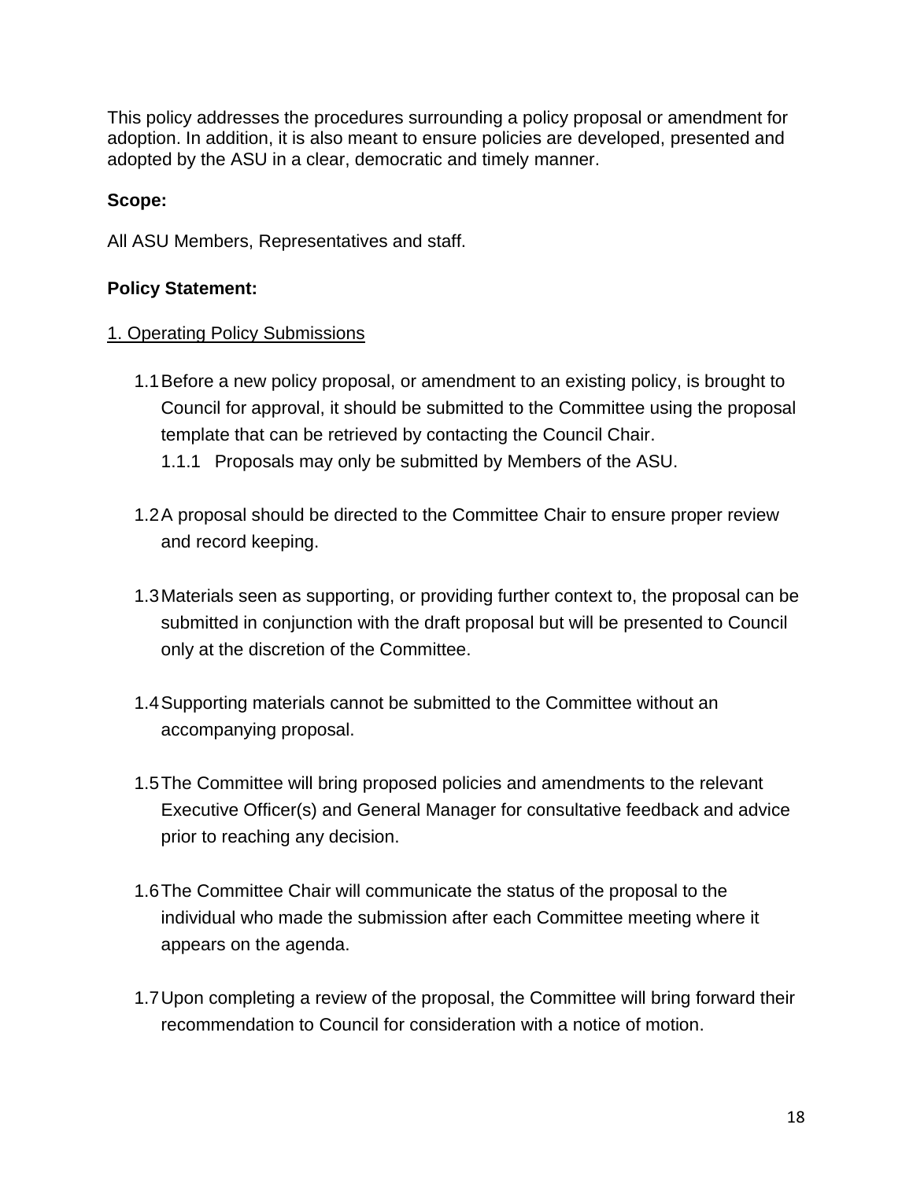This policy addresses the procedures surrounding a policy proposal or amendment for adoption. In addition, it is also meant to ensure policies are developed, presented and adopted by the ASU in a clear, democratic and timely manner.

**Scope:**

All ASU Members, Representatives and staff.

**Policy Statement:**

1. Operating Policy Submissions

1.1 Before a new policy proposal, or amendment to an existing policy, is brought to Council for approval, it should be submitted to the Committee using the proposal template that can be retrieved by contacting the Council Chair.

    1.1.1 Proposals may only be submitted by Members of the ASU.

1.2 A proposal should be directed to the Committee Chair to ensure proper review and record keeping.

1.3 Materials seen as supporting, or providing further context to, the proposal can be submitted in conjunction with the draft proposal but will be presented to Council only at the discretion of the Committee.

1.4 Supporting materials cannot be submitted to the Committee without an accompanying proposal.

1.5 The Committee will bring proposed policies and amendments to the relevant Executive Officer(s) and General Manager for consultative feedback and advice prior to reaching any decision.

1.6 The Committee Chair will communicate the status of the proposal to the individual who made the submission after each Committee meeting where it appears on the agenda.

1.7 Upon completing a review of the proposal, the Committee will bring forward their recommendation to Council for consideration with a notice of motion.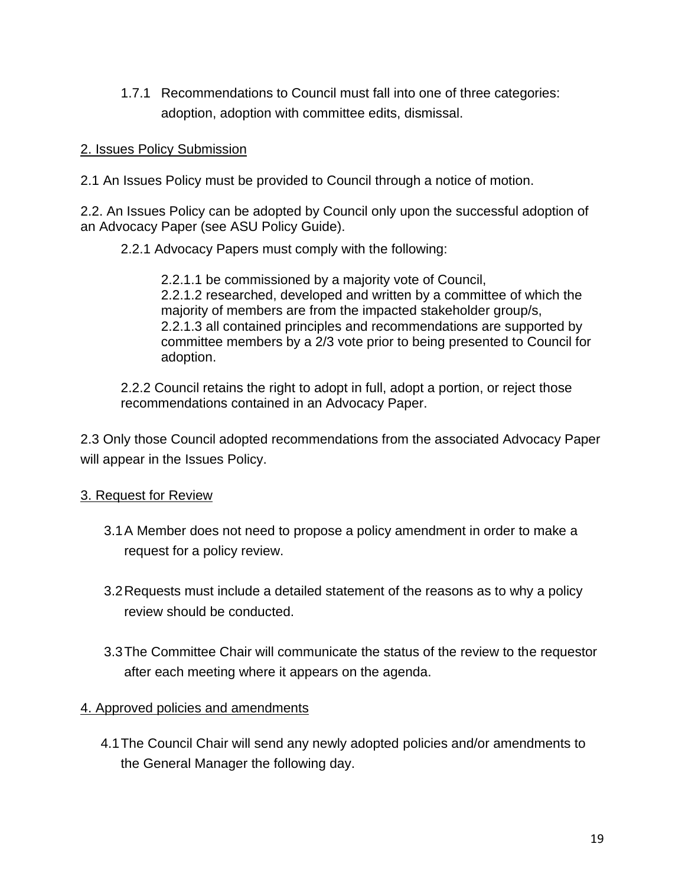1.7.1 Recommendations to Council must fall into one of three categories: adoption, adoption with committee edits, dismissal.

2. Issues Policy Submission

2.1 An Issues Policy must be provided to Council through a notice of motion.

2.2. An Issues Policy can be adopted by Council only upon the successful adoption of an Advocacy Paper (see ASU Policy Guide).

2.2.1 Advocacy Papers must comply with the following:

2.2.1.1 be commissioned by a majority vote of Council,
2.2.1.2 researched, developed and written by a committee of which the majority of members are from the impacted stakeholder group/s,
2.2.1.3 all contained principles and recommendations are supported by committee members by a 2/3 vote prior to being presented to Council for adoption.

2.2.2 Council retains the right to adopt in full, adopt a portion, or reject those recommendations contained in an Advocacy Paper.

2.3 Only those Council adopted recommendations from the associated Advocacy Paper will appear in the Issues Policy.

3. Request for Review

3.1 A Member does not need to propose a policy amendment in order to make a request for a policy review.

3.2 Requests must include a detailed statement of the reasons as to why a policy review should be conducted.

3.3 The Committee Chair will communicate the status of the review to the requestor after each meeting where it appears on the agenda.

4. Approved policies and amendments

4.1 The Council Chair will send any newly adopted policies and/or amendments to the General Manager the following day.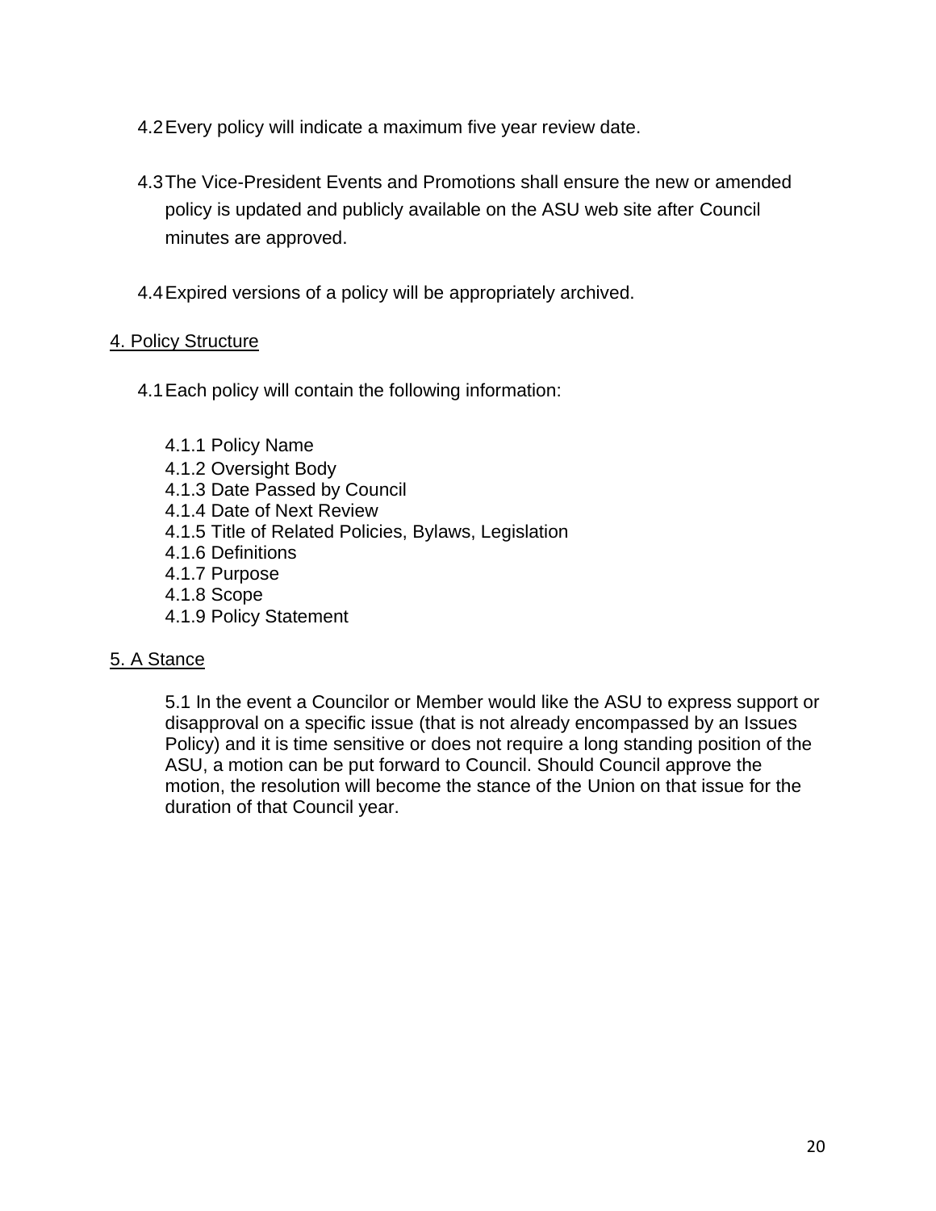4.2 Every policy will indicate a maximum five year review date.

4.3 The Vice-President Events and Promotions shall ensure the new or amended policy is updated and publicly available on the ASU web site after Council minutes are approved.

4.4 Expired versions of a policy will be appropriately archived.

4. Policy Structure

4.1 Each policy will contain the following information:

4.1.1 Policy Name
4.1.2 Oversight Body
4.1.3 Date Passed by Council
4.1.4 Date of Next Review
4.1.5 Title of Related Policies, Bylaws, Legislation
4.1.6 Definitions
4.1.7 Purpose
4.1.8 Scope
4.1.9 Policy Statement

5. A Stance

5.1 In the event a Councilor or Member would like the ASU to express support or disapproval on a specific issue (that is not already encompassed by an Issues Policy) and it is time sensitive or does not require a long standing position of the ASU, a motion can be put forward to Council. Should Council approve the motion, the resolution will become the stance of the Union on that issue for the duration of that Council year.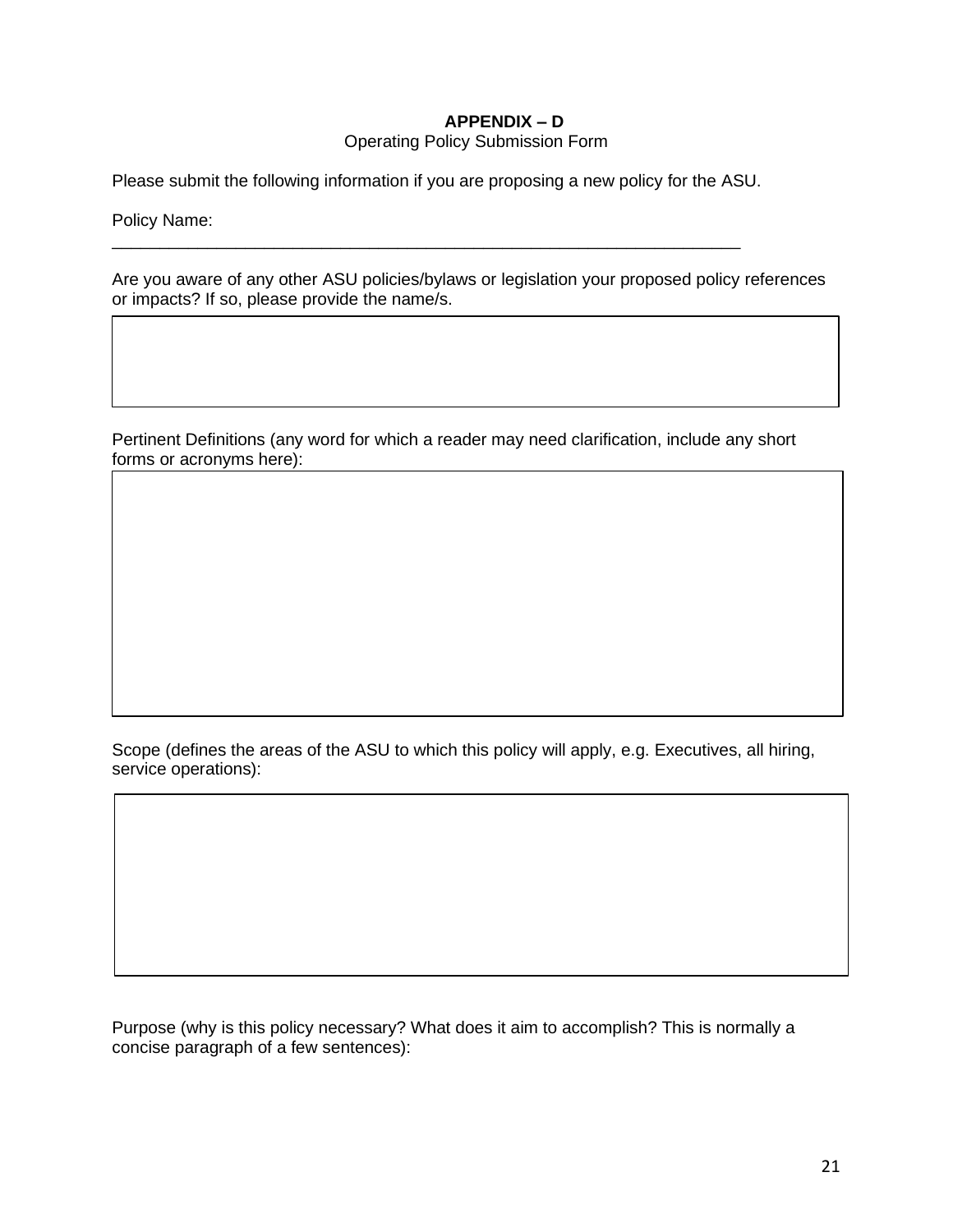**APPENDIX – D**

Operating Policy Submission Form

Please submit the following information if you are proposing a new policy for the ASU.

Policy Name: ______________________________________________________________________

Are you aware of any other ASU policies/bylaws or legislation your proposed policy references or impacts? If so, please provide the name/s.

| |
|---|
| |

Pertinent Definitions (any word for which a reader may need clarification, include any short forms or acronyms here):

| |
|---|
| |

Scope (defines the areas of the ASU to which this policy will apply, e.g. Executives, all hiring, service operations):

| |
|---|
| |

Purpose (why is this policy necessary? What does it aim to accomplish? This is normally a concise paragraph of a few sentences):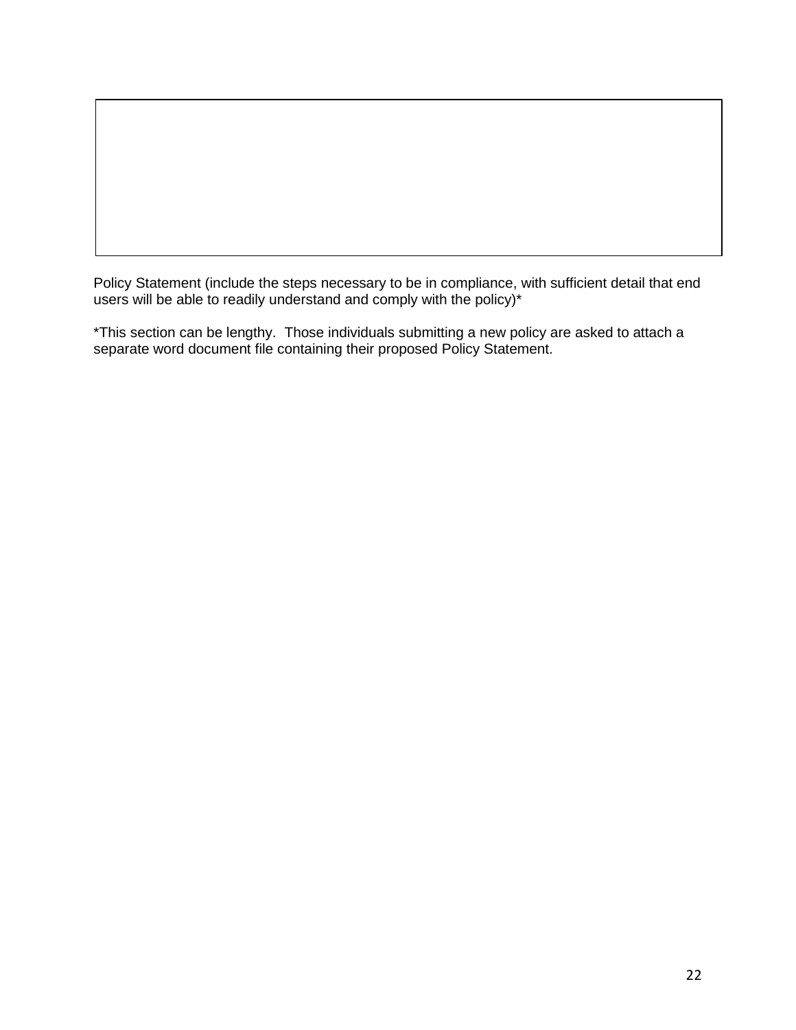Policy Statement (include the steps necessary to be in compliance, with sufficient detail that end users will be able to readily understand and comply with the policy)*

*This section can be lengthy. Those individuals submitting a new policy are asked to attach a separate word document file containing their proposed Policy Statement.